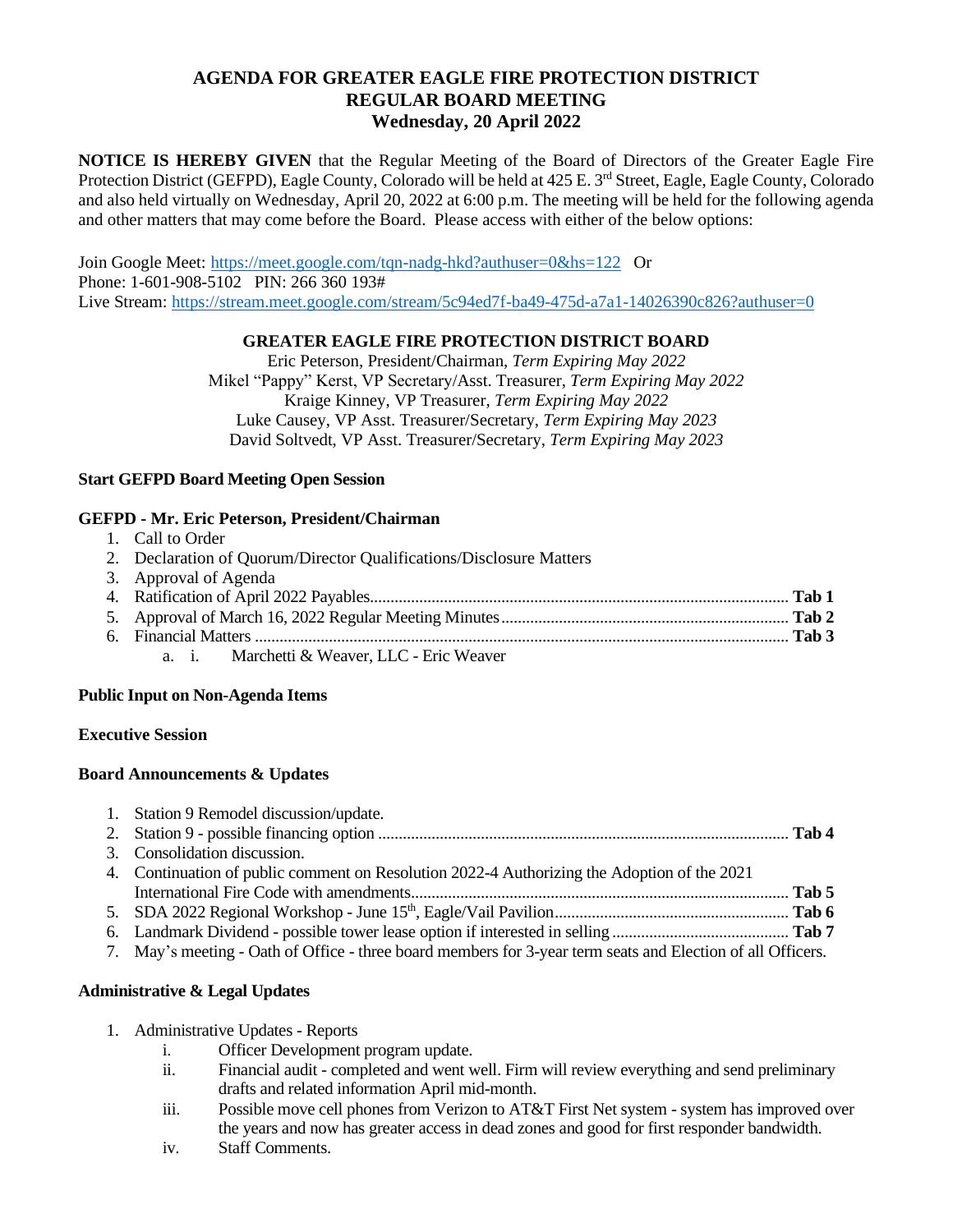# AGENDA FOR GREATER EAGLE FIRE PROTECTION DISTRICT
## REGULAR BOARD MEETING
### Wednesday, 20 April 2022

**NOTICE IS HEREBY GIVEN** that the Regular Meeting of the Board of Directors of the Greater Eagle Fire Protection District (GEFPD), Eagle County, Colorado will be held at 425 E. 3rd Street, Eagle, Eagle County, Colorado and also held virtually on Wednesday, April 20, 2022 at 6:00 p.m. The meeting will be held for the following agenda and other matters that may come before the Board. Please access with either of the below options:

Join Google Meet: https://meet.google.com/tqn-nadg-hkd?authuser=0&hs=122 Or
Phone: 1-601-908-5102 PIN: 266 360 193#
Live Stream: https://stream.meet.google.com/stream/5c94ed7f-ba49-475d-a7a1-14026390c826?authuser=0

**GREATER EAGLE FIRE PROTECTION DISTRICT BOARD**

Eric Peterson, President/Chairman, *Term Expiring May 2022*
Mikel "Pappy" Kerst, VP Secretary/Asst. Treasurer, *Term Expiring May 2022*
Kraige Kinney, VP Treasurer, *Term Expiring May 2022*
Luke Causey, VP Asst. Treasurer/Secretary, *Term Expiring May 2023*
David Soltvedt, VP Asst. Treasurer/Secretary, *Term Expiring May 2023*

**Start GEFPD Board Meeting Open Session**

**GEFPD - Mr. Eric Peterson, President/Chairman**

1. Call to Order
2. Declaration of Quorum/Director Qualifications/Disclosure Matters
3. Approval of Agenda
4. Ratification of April 2022 Payables .................... **Tab 1**
5. Approval of March 16, 2022 Regular Meeting Minutes .................... **Tab 2**
6. Financial Matters .................... **Tab 3**
    a. i. Marchetti & Weaver, LLC - Eric Weaver

**Public Input on Non-Agenda Items**

**Executive Session**

**Board Announcements & Updates**

1. Station 9 Remodel discussion/update.
2. Station 9 - possible financing option .................... **Tab 4**
3. Consolidation discussion.
4. Continuation of public comment on Resolution 2022-4 Authorizing the Adoption of the 2021 International Fire Code with amendments.................... **Tab 5**
5. SDA 2022 Regional Workshop - June 15th, Eagle/Vail Pavilion.................... **Tab 6**
6. Landmark Dividend - possible tower lease option if interested in selling .................... **Tab 7**
7. May's meeting - Oath of Office - three board members for 3-year term seats and Election of all Officers.

**Administrative & Legal Updates**

1. Administrative Updates - Reports
    i. Officer Development program update.
    ii. Financial audit - completed and went well. Firm will review everything and send preliminary drafts and related information April mid-month.
    iii. Possible move cell phones from Verizon to AT&T First Net system - system has improved over the years and now has greater access in dead zones and good for first responder bandwidth.
    iv. Staff Comments.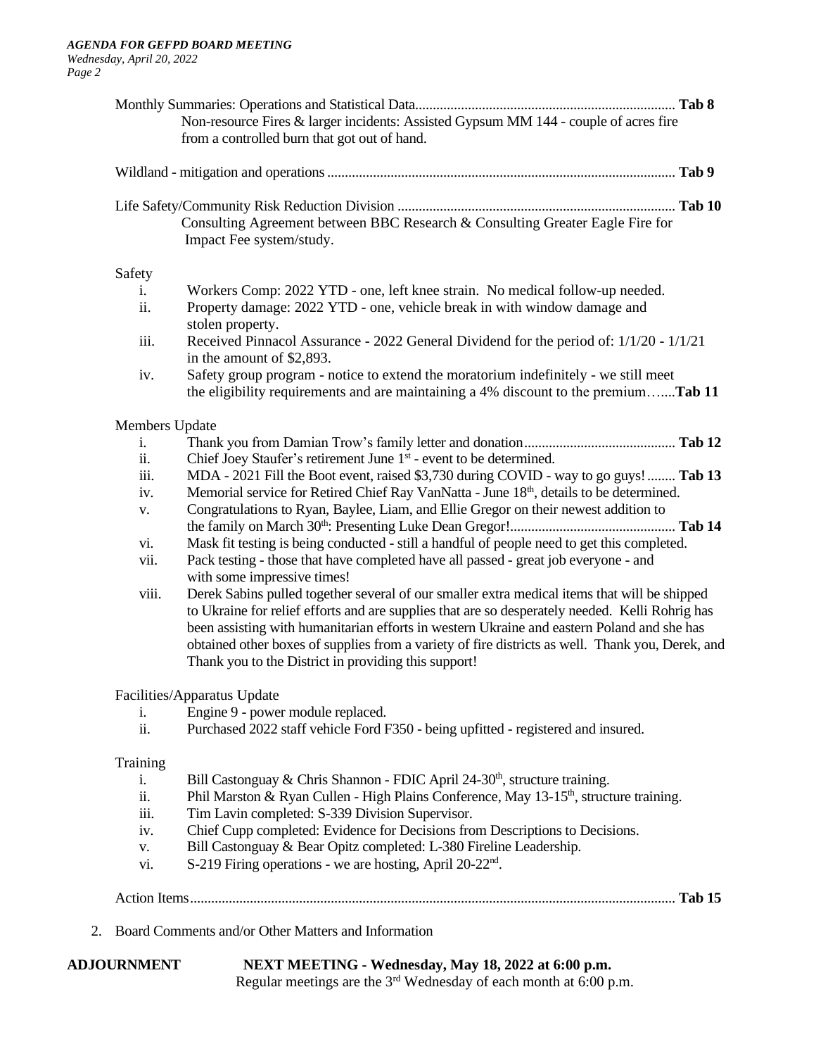Monthly Summaries: Operations and Statistical Data........................................................................... **Tab 8**

Non-resource Fires & larger incidents: Assisted Gypsum MM 144 - couple of acres fire from a controlled burn that got out of hand.

Wildland - mitigation and operations................................................................................................. **Tab 9**

Life Safety/Community Risk Reduction Division ............................................................................. **Tab 10**

Consulting Agreement between BBC Research & Consulting Greater Eagle Fire for Impact Fee system/study.

Safety

- i. Workers Comp: 2022 YTD - one, left knee strain. No medical follow-up needed.
- ii. Property damage: 2022 YTD - one, vehicle break in with window damage and stolen property.
- iii. Received Pinnacol Assurance - 2022 General Dividend for the period of: 1/1/20 - 1/1/21 in the amount of $2,893.
- iv. Safety group program - notice to extend the moratorium indefinitely - we still meet the eligibility requirements and are maintaining a 4% discount to the premium…....**Tab 11**

Members Update

- i. Thank you from Damian Trow's family letter and donation........................................... **Tab 12**
- ii. Chief Joey Staufer's retirement June 1st - event to be determined.
- iii. MDA - 2021 Fill the Boot event, raised $3,730 during COVID - way to go guys! ........ **Tab 13**
- iv. Memorial service for Retired Chief Ray VanNatta - June 18th, details to be determined.
- v. Congratulations to Ryan, Baylee, Liam, and Ellie Gregor on their newest addition to the family on March 30th: Presenting Luke Dean Gregor!............................................... **Tab 14**
- vi. Mask fit testing is being conducted - still a handful of people need to get this completed.
- vii. Pack testing - those that have completed have all passed - great job everyone - and with some impressive times!
- viii. Derek Sabins pulled together several of our smaller extra medical items that will be shipped to Ukraine for relief efforts and are supplies that are so desperately needed. Kelli Rohrig has been assisting with humanitarian efforts in western Ukraine and eastern Poland and she has obtained other boxes of supplies from a variety of fire districts as well. Thank you, Derek, and Thank you to the District in providing this support!

Facilities/Apparatus Update

- i. Engine 9 - power module replaced.
- ii. Purchased 2022 staff vehicle Ford F350 - being upfitted - registered and insured.

Training

- i. Bill Castonguay & Chris Shannon - FDIC April 24-30th, structure training.
- ii. Phil Marston & Ryan Cullen - High Plains Conference, May 13-15th, structure training.
- iii. Tim Lavin completed: S-339 Division Supervisor.
- iv. Chief Cupp completed: Evidence for Decisions from Descriptions to Decisions.
- v. Bill Castonguay & Bear Opitz completed: L-380 Fireline Leadership.
- vi. S-219 Firing operations - we are hosting, April 20-22nd.

Action Items.......................................................................................................................................... **Tab 15**

2. Board Comments and/or Other Matters and Information

**ADJOURNMENT** **NEXT MEETING - Wednesday, May 18, 2022 at 6:00 p.m.**

Regular meetings are the 3rd Wednesday of each month at 6:00 p.m.